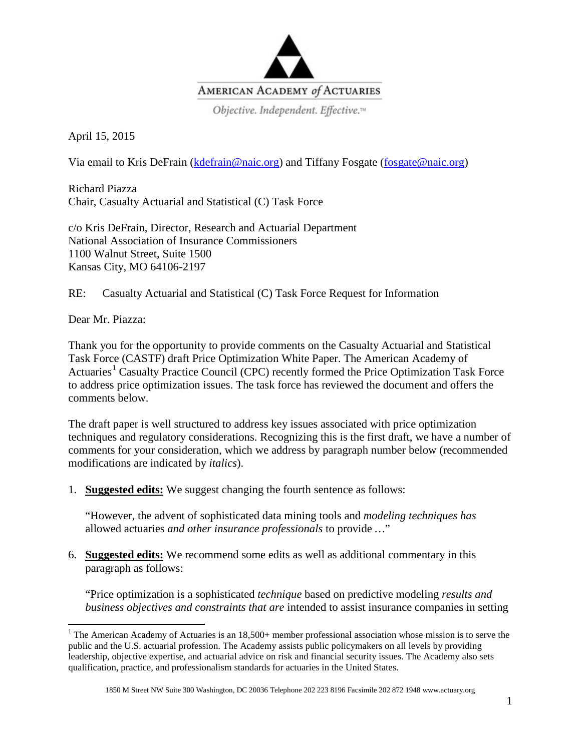AMERICAN ACADEMY *of* ACTUARIES

*Objective. Independent. Effective.™*

April 15, 2015

Via email to Kris DeFrain (kdefrain@naic.org) and Tiffany Fosgate (fosgate@naic.org)

Richard Piazza
Chair, Casualty Actuarial and Statistical (C) Task Force

c/o Kris DeFrain, Director, Research and Actuarial Department
National Association of Insurance Commissioners
1100 Walnut Street, Suite 1500
Kansas City, MO 64106-2197

RE: Casualty Actuarial and Statistical (C) Task Force Request for Information

Dear Mr. Piazza:

Thank you for the opportunity to provide comments on the Casualty Actuarial and Statistical Task Force (CASTF) draft Price Optimization White Paper. The American Academy of Actuaries[1] Casualty Practice Council (CPC) recently formed the Price Optimization Task Force to address price optimization issues. The task force has reviewed the document and offers the comments below.

The draft paper is well structured to address key issues associated with price optimization techniques and regulatory considerations. Recognizing this is the first draft, we have a number of comments for your consideration, which we address by paragraph number below (recommended modifications are indicated by *italics*).

1. **Suggested edits:** We suggest changing the fourth sentence as follows:

   "However, the advent of sophisticated data mining tools and *modeling techniques has* allowed actuaries *and other insurance professionals* to provide …"

6. **Suggested edits:** We recommend some edits as well as additional commentary in this paragraph as follows:

   "Price optimization is a sophisticated *technique* based on predictive modeling *results and business objectives and constraints that are* intended to assist insurance companies in setting

---

[1] The American Academy of Actuaries is an 18,500+ member professional association whose mission is to serve the public and the U.S. actuarial profession. The Academy assists public policymakers on all levels by providing leadership, objective expertise, and actuarial advice on risk and financial security issues. The Academy also sets qualification, practice, and professionalism standards for actuaries in the United States.

1850 M Street NW Suite 300 Washington, DC 20036 Telephone 202 223 8196 Facsimile 202 872 1948 www.actuary.org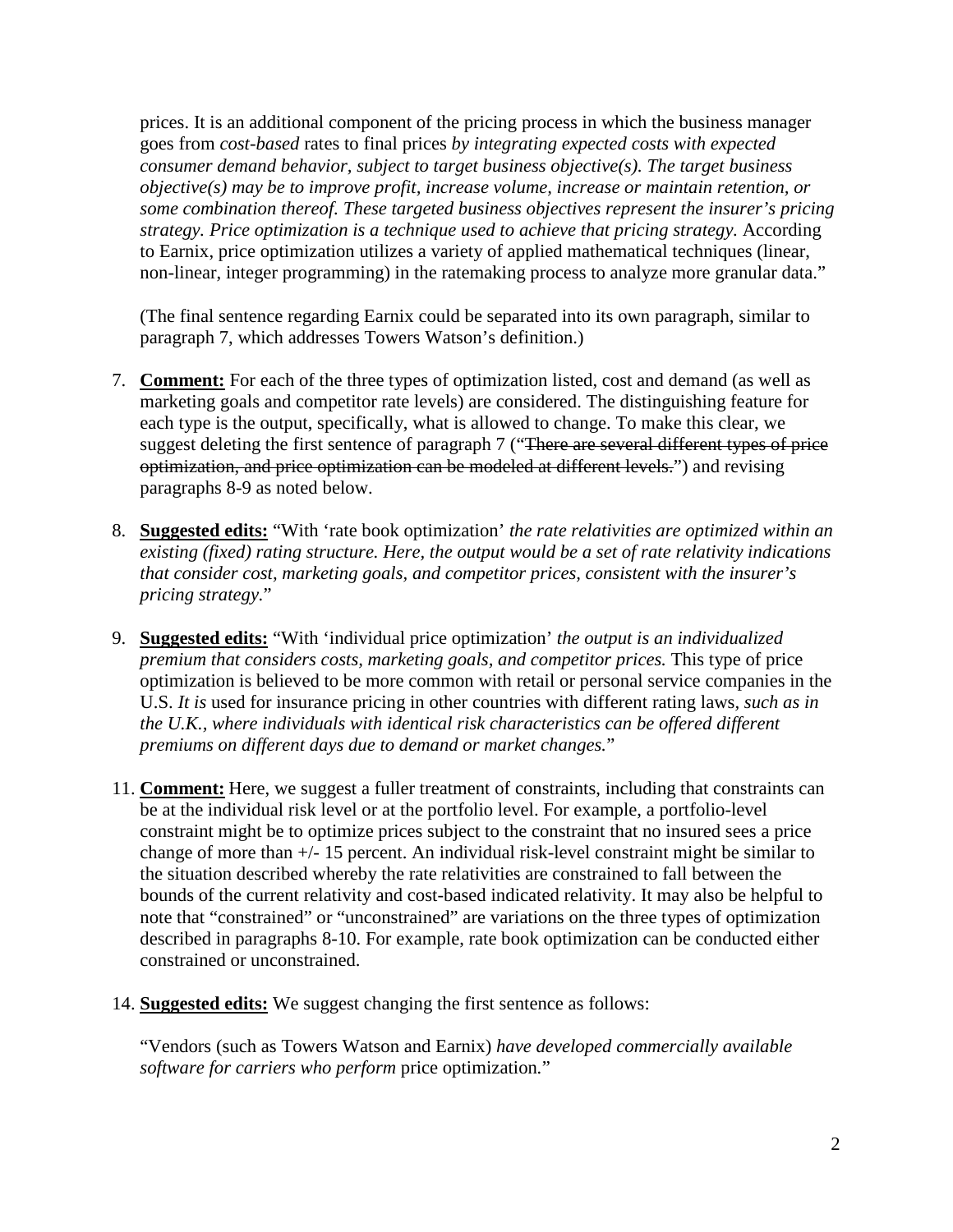prices. It is an additional component of the pricing process in which the business manager goes from *cost-based* rates to final prices *by integrating expected costs with expected consumer demand behavior, subject to target business objective(s). The target business objective(s) may be to improve profit, increase volume, increase or maintain retention, or some combination thereof. These targeted business objectives represent the insurer's pricing strategy. Price optimization is a technique used to achieve that pricing strategy.* According to Earnix, price optimization utilizes a variety of applied mathematical techniques (linear, non-linear, integer programming) in the ratemaking process to analyze more granular data."

(The final sentence regarding Earnix could be separated into its own paragraph, similar to paragraph 7, which addresses Towers Watson's definition.)

7. **Comment:** For each of the three types of optimization listed, cost and demand (as well as marketing goals and competitor rate levels) are considered. The distinguishing feature for each type is the output, specifically, what is allowed to change. To make this clear, we suggest deleting the first sentence of paragraph 7 ("~~There are several different types of price optimization, and price optimization can be modeled at different levels.~~") and revising paragraphs 8-9 as noted below.

8. **Suggested edits:** "With 'rate book optimization' *the rate relativities are optimized within an existing (fixed) rating structure. Here, the output would be a set of rate relativity indications that consider cost, marketing goals, and competitor prices, consistent with the insurer's pricing strategy.*"

9. **Suggested edits:** "With 'individual price optimization' *the output is an individualized premium that considers costs, marketing goals, and competitor prices.* This type of price optimization is believed to be more common with retail or personal service companies in the U.S. *It is* used for insurance pricing in other countries with different rating laws, *such as in the U.K., where individuals with identical risk characteristics can be offered different premiums on different days due to demand or market changes.*"

11. **Comment:** Here, we suggest a fuller treatment of constraints, including that constraints can be at the individual risk level or at the portfolio level. For example, a portfolio-level constraint might be to optimize prices subject to the constraint that no insured sees a price change of more than +/- 15 percent. An individual risk-level constraint might be similar to the situation described whereby the rate relativities are constrained to fall between the bounds of the current relativity and cost-based indicated relativity. It may also be helpful to note that "constrained" or "unconstrained" are variations on the three types of optimization described in paragraphs 8-10. For example, rate book optimization can be conducted either constrained or unconstrained.

14. **Suggested edits:** We suggest changing the first sentence as follows:

    "Vendors (such as Towers Watson and Earnix) *have developed commercially available software for carriers who perform* price optimization."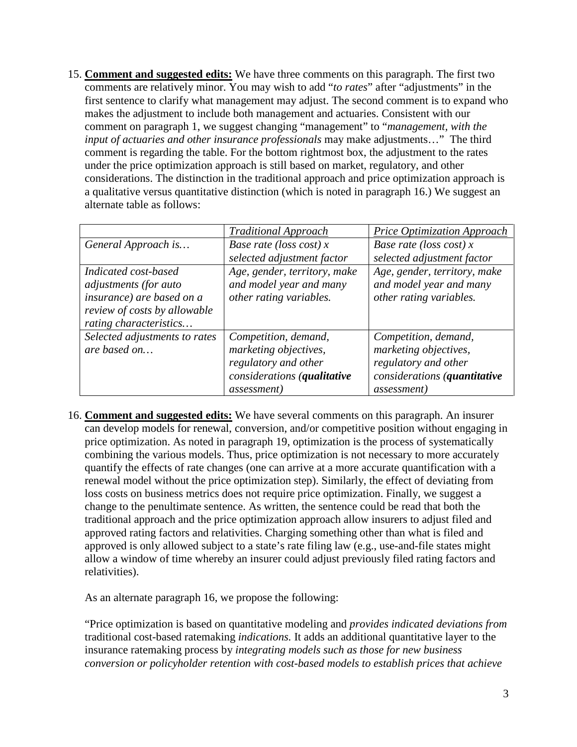15. **Comment and suggested edits:** We have three comments on this paragraph. The first two comments are relatively minor. You may wish to add "*to rates*" after "adjustments" in the first sentence to clarify what management may adjust. The second comment is to expand who makes the adjustment to include both management and actuaries. Consistent with our comment on paragraph 1, we suggest changing "management" to "*management, with the input of actuaries and other insurance professionals* may make adjustments…" The third comment is regarding the table. For the bottom rightmost box, the adjustment to the rates under the price optimization approach is still based on market, regulatory, and other considerations. The distinction in the traditional approach and price optimization approach is a qualitative versus quantitative distinction (which is noted in paragraph 16.) We suggest an alternate table as follows:

| | *Traditional Approach* | *Price Optimization Approach* |
|---|---|---|
| *General Approach is…* | *Base rate (loss cost) x selected adjustment factor* | *Base rate (loss cost) x selected adjustment factor* |
| *Indicated cost-based adjustments (for auto insurance) are based on a review of costs by allowable rating characteristics…* | *Age, gender, territory, make and model year and many other rating variables.* | *Age, gender, territory, make and model year and many other rating variables.* |
| *Selected adjustments to rates are based on…* | *Competition, demand, marketing objectives, regulatory and other considerations (**qualitative** assessment)* | *Competition, demand, marketing objectives, regulatory and other considerations (**quantitative** assessment)* |

16. **Comment and suggested edits:** We have several comments on this paragraph. An insurer can develop models for renewal, conversion, and/or competitive position without engaging in price optimization. As noted in paragraph 19, optimization is the process of systematically combining the various models. Thus, price optimization is not necessary to more accurately quantify the effects of rate changes (one can arrive at a more accurate quantification with a renewal model without the price optimization step). Similarly, the effect of deviating from loss costs on business metrics does not require price optimization. Finally, we suggest a change to the penultimate sentence. As written, the sentence could be read that both the traditional approach and the price optimization approach allow insurers to adjust filed and approved rating factors and relativities. Charging something other than what is filed and approved is only allowed subject to a state's rate filing law (e.g., use-and-file states might allow a window of time whereby an insurer could adjust previously filed rating factors and relativities).

    As an alternate paragraph 16, we propose the following:

    "Price optimization is based on quantitative modeling and *provides indicated deviations from* traditional cost-based ratemaking *indications.* It adds an additional quantitative layer to the insurance ratemaking process by *integrating models such as those for new business conversion or policyholder retention with cost-based models to establish prices that achieve*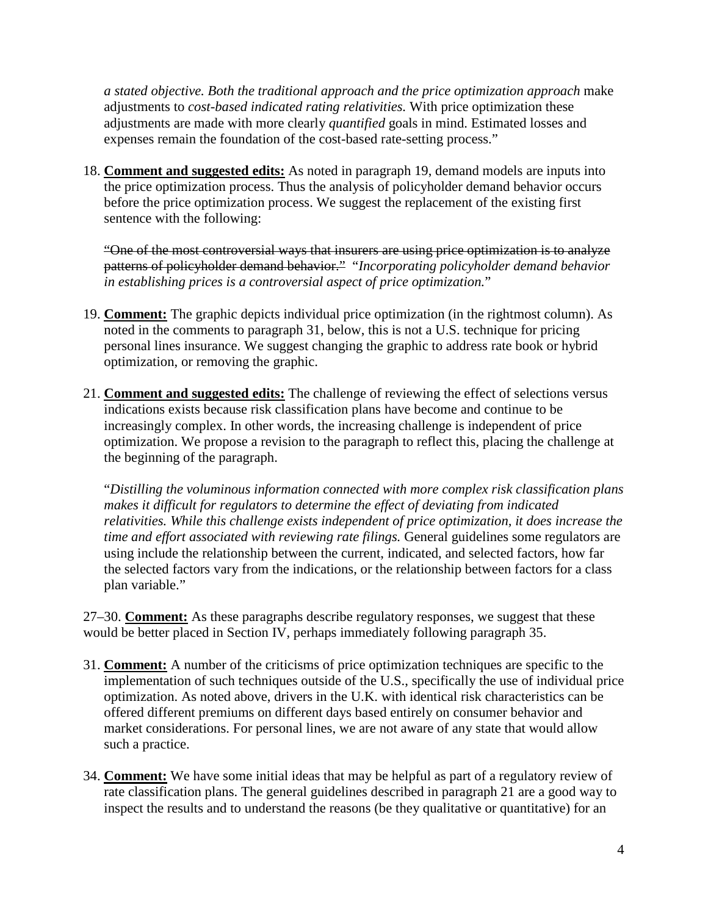*a stated objective. Both the traditional approach and the price optimization approach* make adjustments to *cost-based indicated rating relativities.* With price optimization these adjustments are made with more clearly *quantified* goals in mind. Estimated losses and expenses remain the foundation of the cost-based rate-setting process."

18. **Comment and suggested edits:** As noted in paragraph 19, demand models are inputs into the price optimization process. Thus the analysis of policyholder demand behavior occurs before the price optimization process. We suggest the replacement of the existing first sentence with the following:

    ~~"One of the most controversial ways that insurers are using price optimization is to analyze patterns of policyholder demand behavior."~~ "*Incorporating policyholder demand behavior in establishing prices is a controversial aspect of price optimization.*"

19. **Comment:** The graphic depicts individual price optimization (in the rightmost column). As noted in the comments to paragraph 31, below, this is not a U.S. technique for pricing personal lines insurance. We suggest changing the graphic to address rate book or hybrid optimization, or removing the graphic.

21. **Comment and suggested edits:** The challenge of reviewing the effect of selections versus indications exists because risk classification plans have become and continue to be increasingly complex. In other words, the increasing challenge is independent of price optimization. We propose a revision to the paragraph to reflect this, placing the challenge at the beginning of the paragraph.

    "*Distilling the voluminous information connected with more complex risk classification plans makes it difficult for regulators to determine the effect of deviating from indicated relativities. While this challenge exists independent of price optimization, it does increase the time and effort associated with reviewing rate filings.* General guidelines some regulators are using include the relationship between the current, indicated, and selected factors, how far the selected factors vary from the indications, or the relationship between factors for a class plan variable."

27–30. **Comment:** As these paragraphs describe regulatory responses, we suggest that these would be better placed in Section IV, perhaps immediately following paragraph 35.

31. **Comment:** A number of the criticisms of price optimization techniques are specific to the implementation of such techniques outside of the U.S., specifically the use of individual price optimization. As noted above, drivers in the U.K. with identical risk characteristics can be offered different premiums on different days based entirely on consumer behavior and market considerations. For personal lines, we are not aware of any state that would allow such a practice.

34. **Comment:** We have some initial ideas that may be helpful as part of a regulatory review of rate classification plans. The general guidelines described in paragraph 21 are a good way to inspect the results and to understand the reasons (be they qualitative or quantitative) for an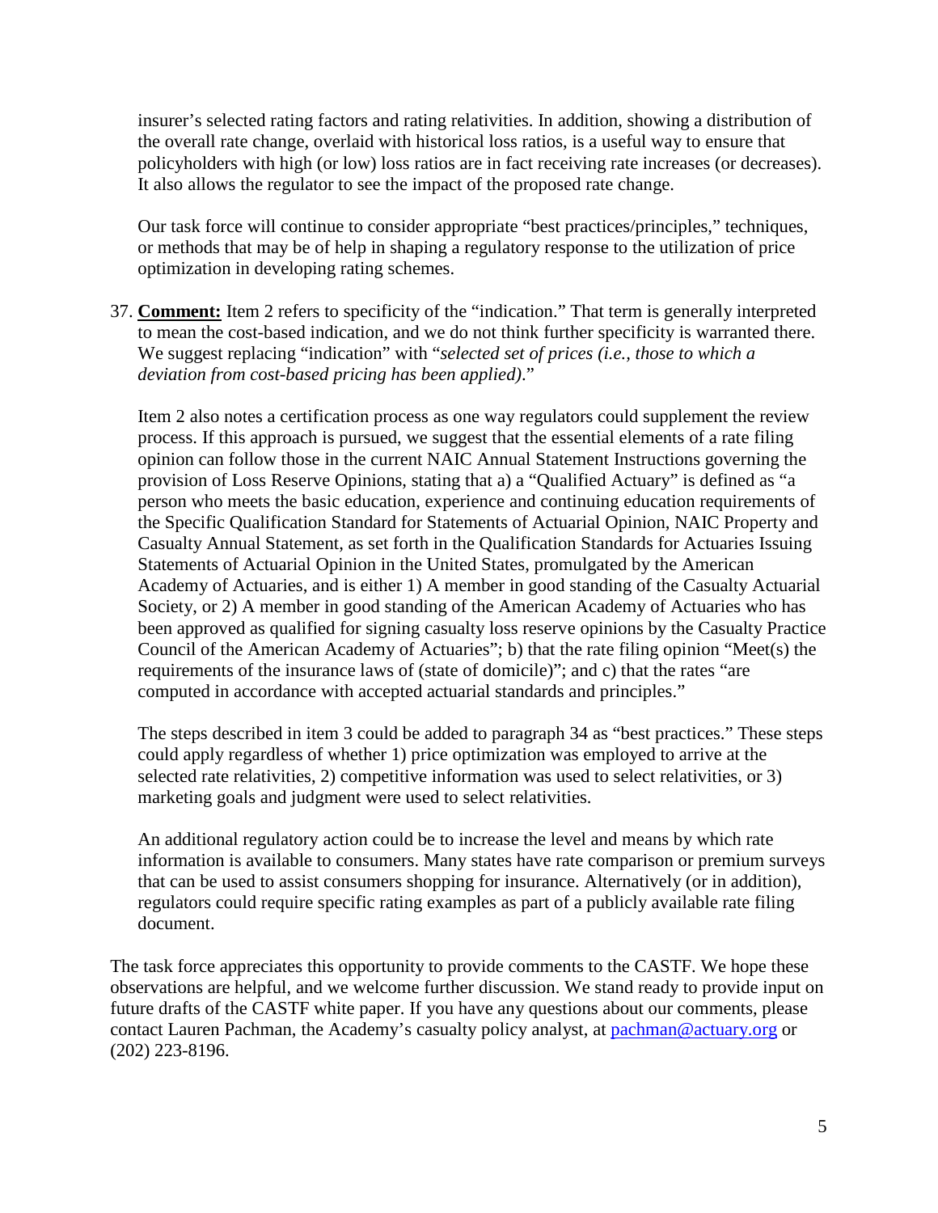insurer's selected rating factors and rating relativities. In addition, showing a distribution of the overall rate change, overlaid with historical loss ratios, is a useful way to ensure that policyholders with high (or low) loss ratios are in fact receiving rate increases (or decreases). It also allows the regulator to see the impact of the proposed rate change.

Our task force will continue to consider appropriate "best practices/principles," techniques, or methods that may be of help in shaping a regulatory response to the utilization of price optimization in developing rating schemes.

37. **Comment:** Item 2 refers to specificity of the "indication." That term is generally interpreted to mean the cost-based indication, and we do not think further specificity is warranted there. We suggest replacing "indication" with "*selected set of prices (i.e., those to which a deviation from cost-based pricing has been applied)*."

    Item 2 also notes a certification process as one way regulators could supplement the review process. If this approach is pursued, we suggest that the essential elements of a rate filing opinion can follow those in the current NAIC Annual Statement Instructions governing the provision of Loss Reserve Opinions, stating that a) a "Qualified Actuary" is defined as "a person who meets the basic education, experience and continuing education requirements of the Specific Qualification Standard for Statements of Actuarial Opinion, NAIC Property and Casualty Annual Statement, as set forth in the Qualification Standards for Actuaries Issuing Statements of Actuarial Opinion in the United States, promulgated by the American Academy of Actuaries, and is either 1) A member in good standing of the Casualty Actuarial Society, or 2) A member in good standing of the American Academy of Actuaries who has been approved as qualified for signing casualty loss reserve opinions by the Casualty Practice Council of the American Academy of Actuaries"; b) that the rate filing opinion "Meet(s) the requirements of the insurance laws of (state of domicile)"; and c) that the rates "are computed in accordance with accepted actuarial standards and principles."

    The steps described in item 3 could be added to paragraph 34 as "best practices." These steps could apply regardless of whether 1) price optimization was employed to arrive at the selected rate relativities, 2) competitive information was used to select relativities, or 3) marketing goals and judgment were used to select relativities.

    An additional regulatory action could be to increase the level and means by which rate information is available to consumers. Many states have rate comparison or premium surveys that can be used to assist consumers shopping for insurance. Alternatively (or in addition), regulators could require specific rating examples as part of a publicly available rate filing document.

The task force appreciates this opportunity to provide comments to the CASTF. We hope these observations are helpful, and we welcome further discussion. We stand ready to provide input on future drafts of the CASTF white paper. If you have any questions about our comments, please contact Lauren Pachman, the Academy's casualty policy analyst, at pachman@actuary.org or (202) 223-8196.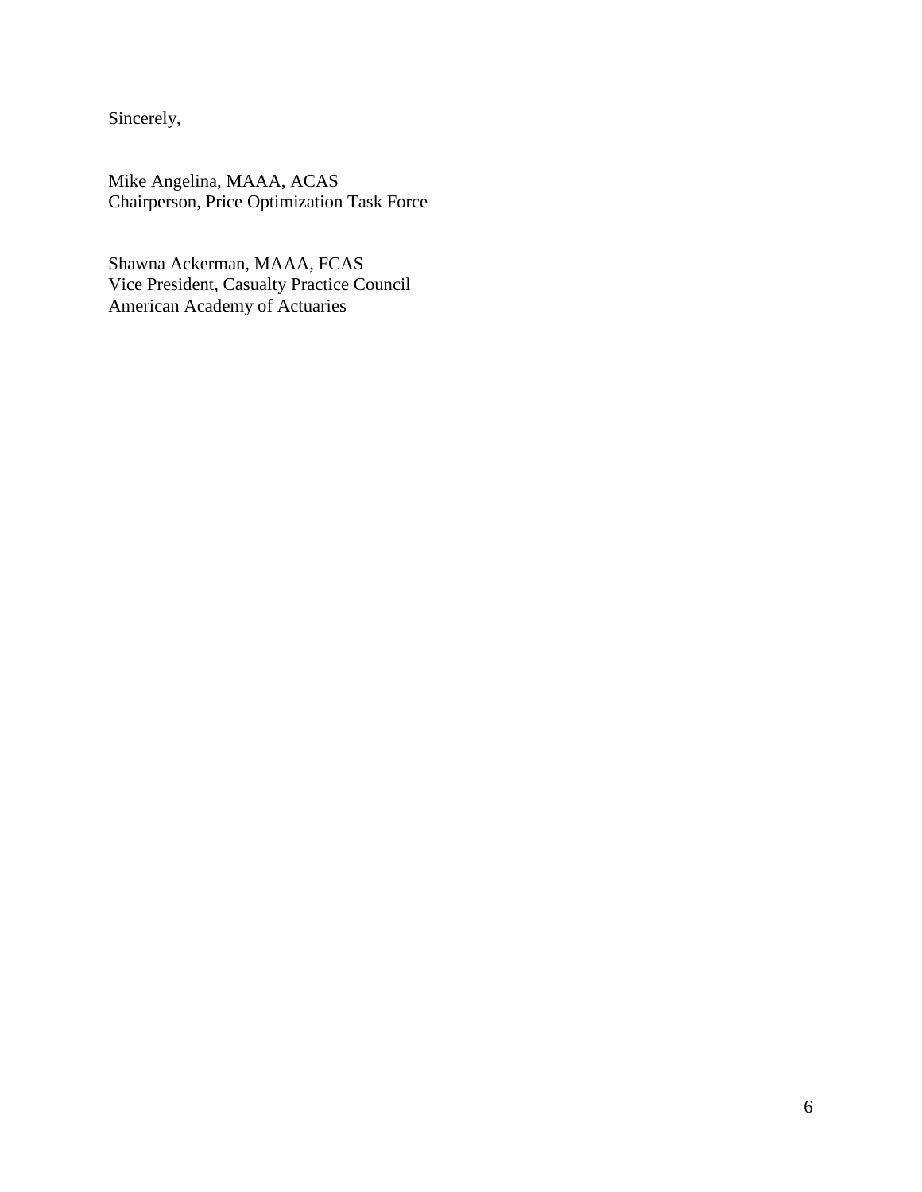Sincerely,

Mike Angelina, MAAA, ACAS
Chairperson, Price Optimization Task Force

Shawna Ackerman, MAAA, FCAS
Vice President, Casualty Practice Council
American Academy of Actuaries